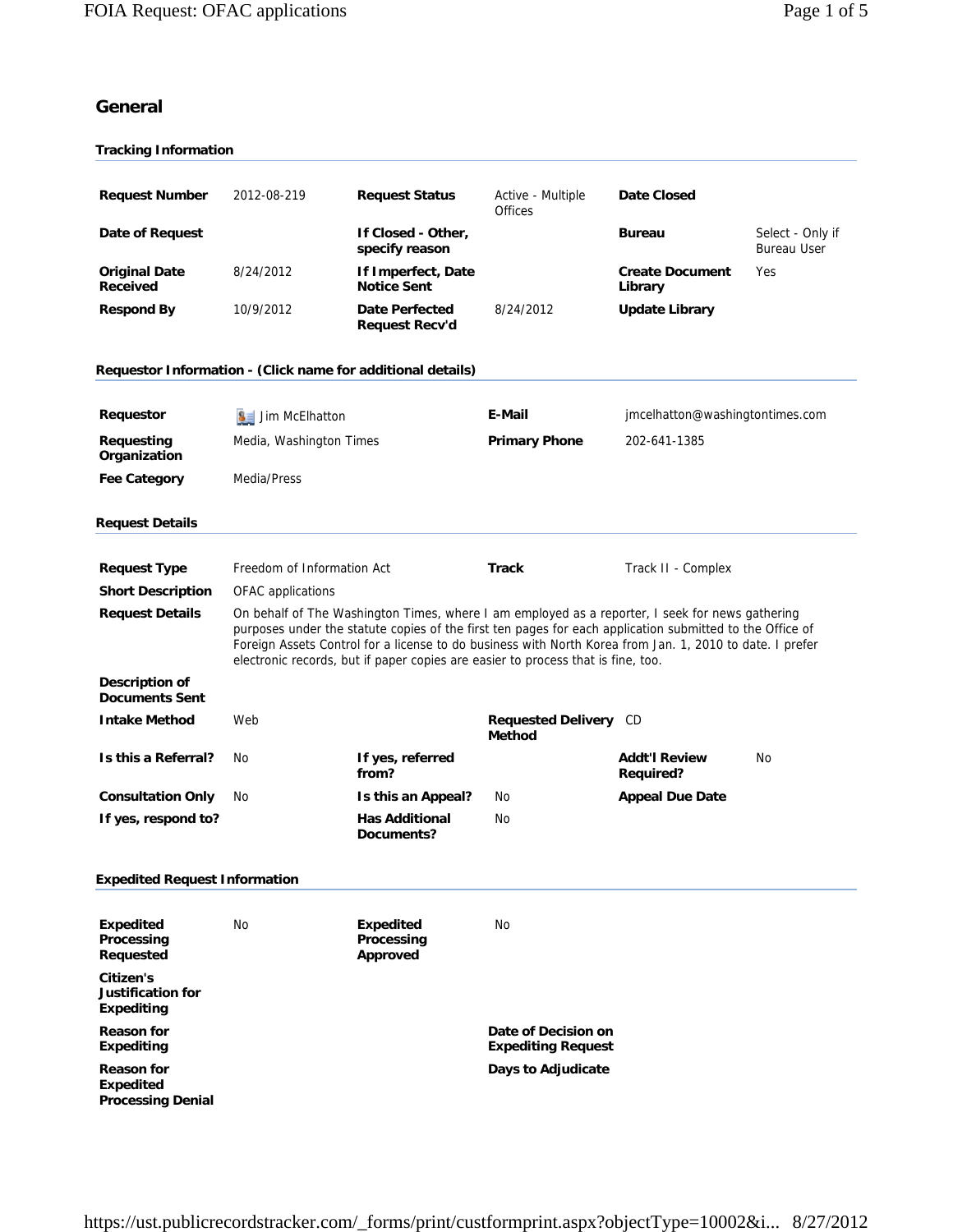# General

### Tracking Information

| | | | | | |
|---|---|---|---|---|---|
| **Request Number** | 2012-08-219 | **Request Status** | Active - Multiple Offices | **Date Closed** | |
| **Date of Request** | | **If Closed - Other, specify reason** | | **Bureau** | Select - Only if Bureau User |
| **Original Date Received** | 8/24/2012 | **If Imperfect, Date Notice Sent** | | **Create Document Library** | Yes |
| **Respond By** | 10/9/2012 | **Date Perfected Request Recv'd** | 8/24/2012 | **Update Library** | |

### Requestor Information - (Click name for additional details)

| | | | |
|---|---|---|---|
| **Requestor** | Jim McElhatton | **E-Mail** | jmcelhatton@washingtontimes.com |
| **Requesting Organization** | Media, Washington Times | **Primary Phone** | 202-641-1385 |
| **Fee Category** | Media/Press | | |

### Request Details

| | | | |
|---|---|---|---|
| **Request Type** | Freedom of Information Act | **Track** | Track II - Complex |
| **Short Description** | OFAC applications | | |
| **Request Details** | On behalf of The Washington Times, where I am employed as a reporter, I seek for news gathering purposes under the statute copies of the first ten pages for each application submitted to the Office of Foreign Assets Control for a license to do business with North Korea from Jan. 1, 2010 to date. I prefer electronic records, but if paper copies are easier to process that is fine, too. | | |
| **Description of Documents Sent** | | | |
| **Intake Method** | Web | **Requested Delivery Method** | CD |

| | | | | | |
|---|---|---|---|---|---|
| **Is this a Referral?** | No | **If yes, referred from?** | | **Addt'l Review Required?** | No |
| **Consultation Only** | No | **Is this an Appeal?** | No | **Appeal Due Date** | |
| **If yes, respond to?** | | **Has Additional Documents?** | No | | |

### Expedited Request Information

| | | | |
|---|---|---|---|
| **Expedited Processing Requested** | No | **Expedited Processing Approved** | No |
| **Citizen's Justification for Expediting** | | | |
| **Reason for Expediting** | | **Date of Decision on Expediting Request** | |
| **Reason for Expedited Processing Denial** | | **Days to Adjudicate** | |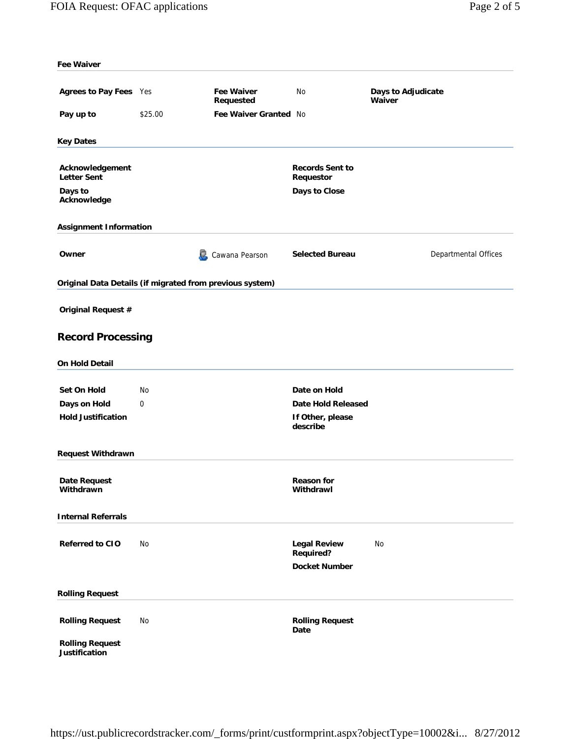### Fee Waiver

| | | | | | |
|---|---|---|---|---|---|
| **Agrees to Pay Fees** | Yes | **Fee Waiver Requested** | No | **Days to Adjudicate Waiver** | |
| **Pay up to** | $25.00 | **Fee Waiver Granted** | No | | |

### Key Dates

| | | | |
|---|---|---|---|
| **Acknowledgement Letter Sent** | | **Records Sent to Requestor** | |
| **Days to Acknowledge** | | **Days to Close** | |

### Assignment Information

| | | | |
|---|---|---|---|
| **Owner** | Cawana Pearson | **Selected Bureau** | Departmental Offices |

### Original Data Details (if migrated from previous system)

**Original Request #**

## Record Processing

### On Hold Detail

| | | | |
|---|---|---|---|
| **Set On Hold** | No | **Date on Hold** | |
| **Days on Hold** | 0 | **Date Hold Released** | |
| **Hold Justification** | | **If Other, please describe** | |

### Request Withdrawn

| | | | |
|---|---|---|---|
| **Date Request Withdrawn** | | **Reason for Withdrawl** | |

### Internal Referrals

| | | | |
|---|---|---|---|
| **Referred to CIO** | No | **Legal Review Required?** | No |
| | | **Docket Number** | |

### Rolling Request

| | | | |
|---|---|---|---|
| **Rolling Request** | No | **Rolling Request Date** | |
| **Rolling Request Justification** | | | |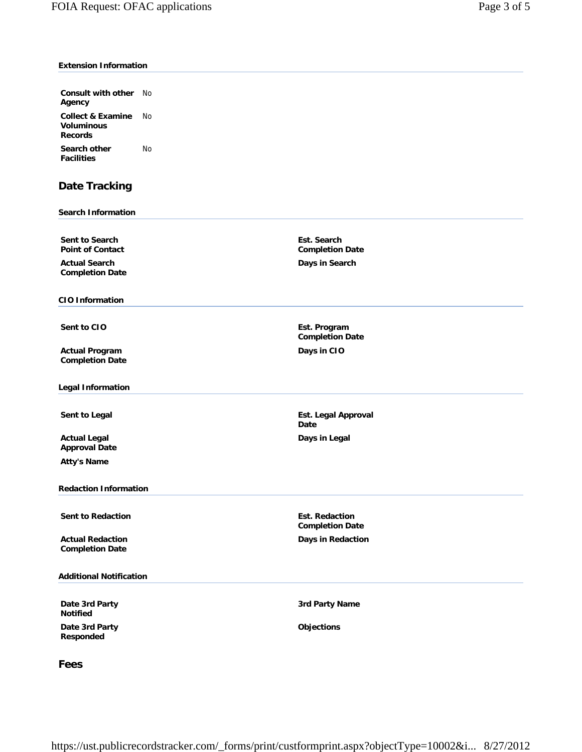**Extension Information**

| | |
|---|---|
| **Consult with other Agency** | No |
| **Collect & Examine Voluminous Records** | No |
| **Search other Facilities** | No |

## Date Tracking

**Search Information**

| | | | |
|---|---|---|---|
| **Sent to Search Point of Contact** | | **Est. Search Completion Date** | |
| **Actual Search Completion Date** | | **Days in Search** | |

**CIO Information**

| | | | |
|---|---|---|---|
| **Sent to CIO** | | **Est. Program Completion Date** | |
| **Actual Program Completion Date** | | **Days in CIO** | |

**Legal Information**

| | | | |
|---|---|---|---|
| **Sent to Legal** | | **Est. Legal Approval Date** | |
| **Actual Legal Approval Date** | | **Days in Legal** | |
| **Atty's Name** | | | |

**Redaction Information**

| | | | |
|---|---|---|---|
| **Sent to Redaction** | | **Est. Redaction Completion Date** | |
| **Actual Redaction Completion Date** | | **Days in Redaction** | |

**Additional Notification**

| | | | |
|---|---|---|---|
| **Date 3rd Party Notified** | | **3rd Party Name** | |
| **Date 3rd Party Responded** | | **Objections** | |

## Fees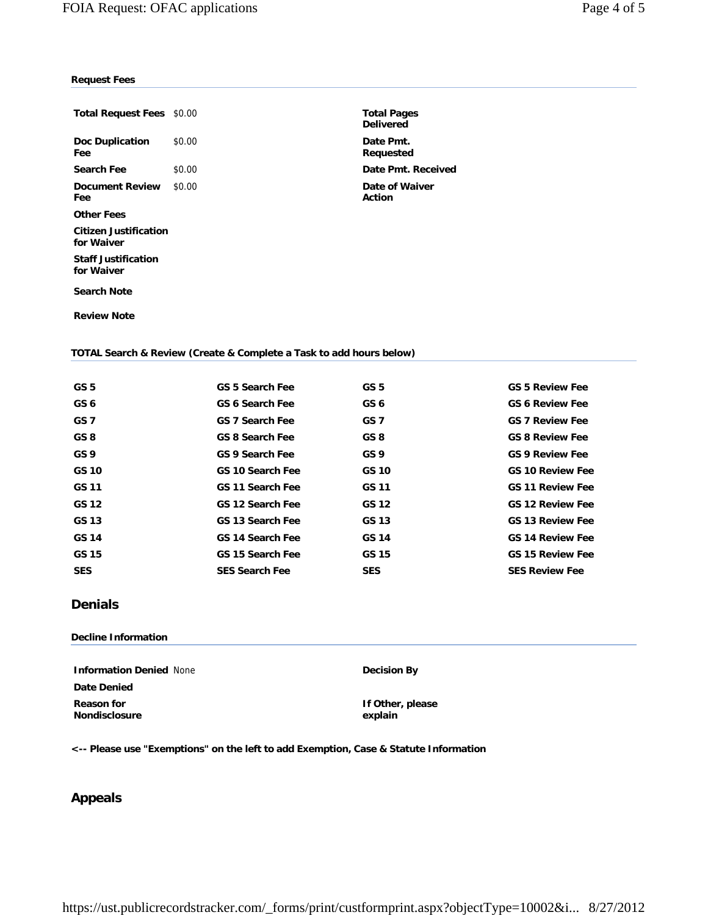**Request Fees**

| | | | |
|---|---|---|---|
| **Total Request Fees** | $0.00 | **Total Pages Delivered** | |
| **Doc Duplication Fee** | $0.00 | **Date Pmt. Requested** | |
| **Search Fee** | $0.00 | **Date Pmt. Received** | |
| **Document Review Fee** | $0.00 | **Date of Waiver Action** | |
| **Other Fees** | | | |
| **Citizen Justification for Waiver** | | | |
| **Staff Justification for Waiver** | | | |
| **Search Note** | | | |
| **Review Note** | | | |

**TOTAL Search & Review (Create & Complete a Task to add hours below)**

| | | | |
|---|---|---|---|
| **GS 5** | **GS 5 Search Fee** | **GS 5** | **GS 5 Review Fee** |
| **GS 6** | **GS 6 Search Fee** | **GS 6** | **GS 6 Review Fee** |
| **GS 7** | **GS 7 Search Fee** | **GS 7** | **GS 7 Review Fee** |
| **GS 8** | **GS 8 Search Fee** | **GS 8** | **GS 8 Review Fee** |
| **GS 9** | **GS 9 Search Fee** | **GS 9** | **GS 9 Review Fee** |
| **GS 10** | **GS 10 Search Fee** | **GS 10** | **GS 10 Review Fee** |
| **GS 11** | **GS 11 Search Fee** | **GS 11** | **GS 11 Review Fee** |
| **GS 12** | **GS 12 Search Fee** | **GS 12** | **GS 12 Review Fee** |
| **GS 13** | **GS 13 Search Fee** | **GS 13** | **GS 13 Review Fee** |
| **GS 14** | **GS 14 Search Fee** | **GS 14** | **GS 14 Review Fee** |
| **GS 15** | **GS 15 Search Fee** | **GS 15** | **GS 15 Review Fee** |
| **SES** | **SES Search Fee** | **SES** | **SES Review Fee** |

## Denials

**Decline Information**

| | | | |
|---|---|---|---|
| **Information Denied** | None | **Decision By** | |
| **Date Denied** | | | |
| **Reason for Nondisclosure** | | **If Other, please explain** | |

**<-- Please use "Exemptions" on the left to add Exemption, Case & Statute Information**

## Appeals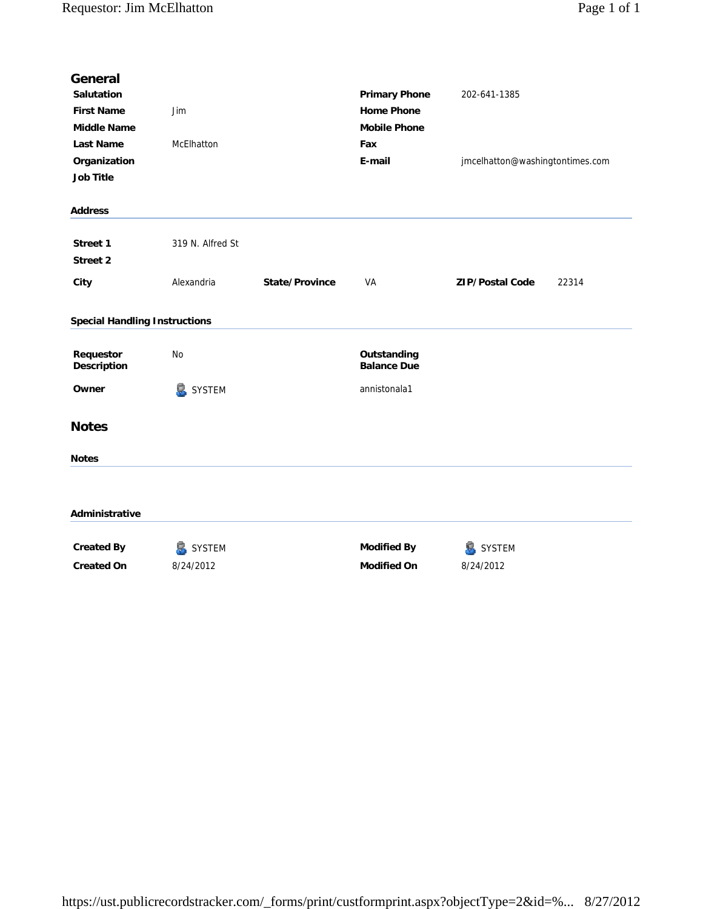# General

| | | | |
|---|---|---|---|
| **Salutation** | | **Primary Phone** | 202-641-1385 |
| **First Name** | Jim | **Home Phone** | |
| **Middle Name** | | **Mobile Phone** | |
| **Last Name** | McElhatton | **Fax** | |
| **Organization** | | **E-mail** | jmcelhatton@washingtontimes.com |
| **Job Title** | | | |

## Address

| | | | | | |
|---|---|---|---|---|---|
| **Street 1** | 319 N. Alfred St | | | | |
| **Street 2** | | | | | |
| **City** | Alexandria | **State/Province** | VA | **ZIP/Postal Code** | 22314 |

## Special Handling Instructions

| | | | |
|---|---|---|---|
| **Requestor Description** | No | **Outstanding Balance Due** | |
| **Owner** | SYSTEM | annistonala1 | |

# Notes

## Notes

## Administrative

| | | | |
|---|---|---|---|
| **Created By** | SYSTEM | **Modified By** | SYSTEM |
| **Created On** | 8/24/2012 | **Modified On** | 8/24/2012 |